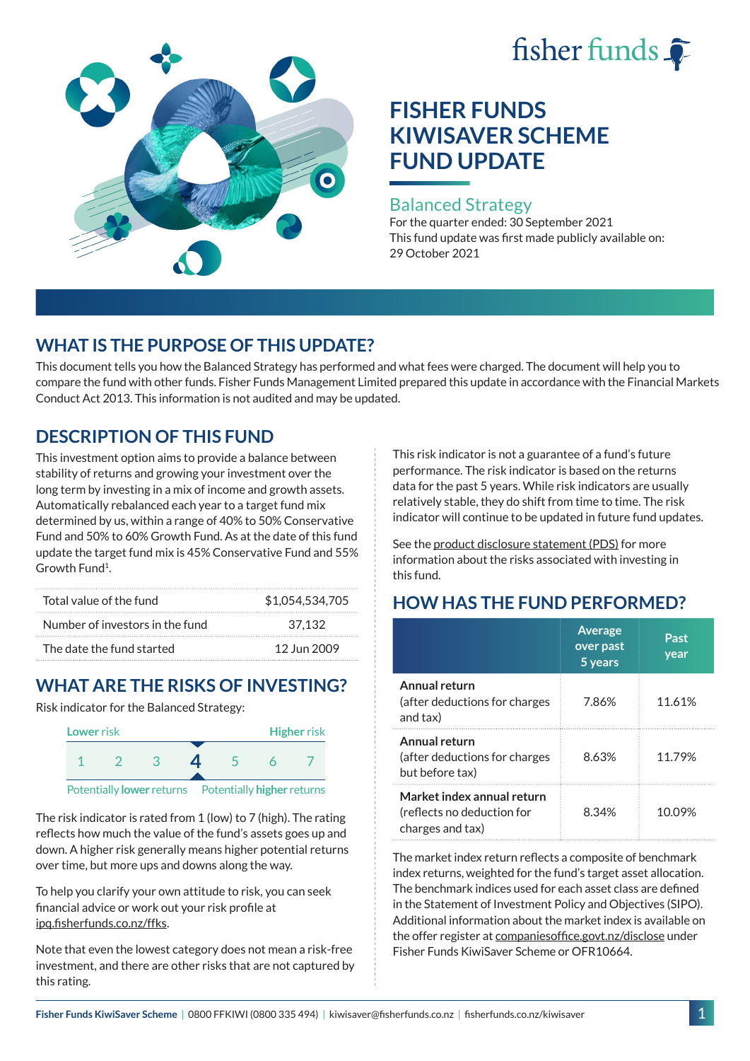fisher funds

# FISHER FUNDS KIWISAVER SCHEME FUND UPDATE

## Balanced Strategy

For the quarter ended: 30 September 2021

This fund update was first made publicly available on: 29 October 2021

## WHAT IS THE PURPOSE OF THIS UPDATE?

This document tells you how the Balanced Strategy has performed and what fees were charged. The document will help you to compare the fund with other funds. Fisher Funds Management Limited prepared this update in accordance with the Financial Markets Conduct Act 2013. This information is not audited and may be updated.

## DESCRIPTION OF THIS FUND

This investment option aims to provide a balance between stability of returns and growing your investment over the long term by investing in a mix of income and growth assets. Automatically rebalanced each year to a target fund mix determined by us, within a range of 40% to 50% Conservative Fund and 50% to 60% Growth Fund. As at the date of this fund update the target fund mix is 45% Conservative Fund and 55% Growth Fund[1].

| | |
|---|---|
| Total value of the fund | $1,054,534,705 |
| Number of investors in the fund | 37,132 |
| The date the fund started | 12 Jun 2009 |

## WHAT ARE THE RISKS OF INVESTING?

Risk indicator for the Balanced Strategy:

Lower risk — Higher risk

1 2 3 **4** 5 6 7

Potentially **lower** returns — Potentially **higher** returns

The risk indicator is rated from 1 (low) to 7 (high). The rating reflects how much the value of the fund's assets goes up and down. A higher risk generally means higher potential returns over time, but more ups and downs along the way.

To help you clarify your own attitude to risk, you can seek financial advice or work out your risk profile at ipq.fisherfunds.co.nz/ffks.

Note that even the lowest category does not mean a risk-free investment, and there are other risks that are not captured by this rating.

This risk indicator is not a guarantee of a fund's future performance. The risk indicator is based on the returns data for the past 5 years. While risk indicators are usually relatively stable, they do shift from time to time. The risk indicator will continue to be updated in future fund updates.

See the product disclosure statement (PDS) for more information about the risks associated with investing in this fund.

## HOW HAS THE FUND PERFORMED?

| | Average over past 5 years | Past year |
|---|---|---|
| **Annual return** (after deductions for charges and tax) | 7.86% | 11.61% |
| **Annual return** (after deductions for charges but before tax) | 8.63% | 11.79% |
| **Market index annual return** (reflects no deduction for charges and tax) | 8.34% | 10.09% |

The market index return reflects a composite of benchmark index returns, weighted for the fund's target asset allocation. The benchmark indices used for each asset class are defined in the Statement of Investment Policy and Objectives (SIPO). Additional information about the market index is available on the offer register at companiesoffice.govt.nz/disclose under Fisher Funds KiwiSaver Scheme or OFR10664.

**Fisher Funds KiwiSaver Scheme** | 0800 FFKIWI (0800 335 494) | kiwisaver@fisherfunds.co.nz | fisherfunds.co.nz/kiwisaver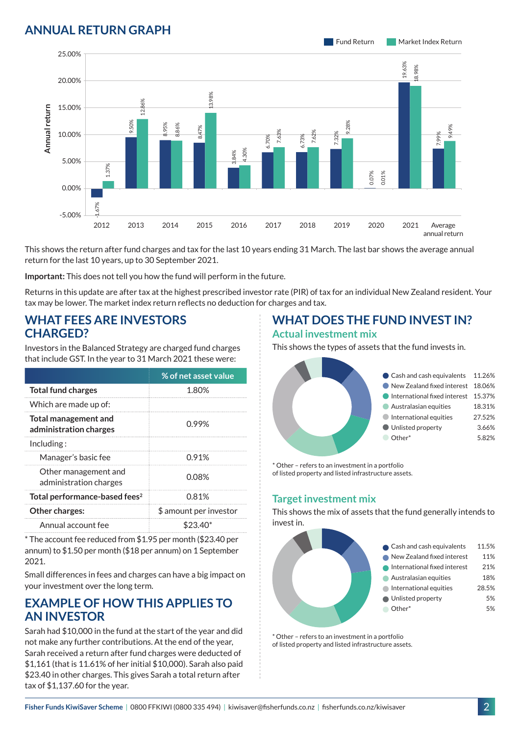## ANNUAL RETURN GRAPH

Fund Return
Market Index Return

Annual return

25.00%
20.00%
15.00%
10.00%
5.00%
0.00%
-5.00%

2012: -1.67% 1.37%
2013: 9.50% 12.86%
2014: 8.95% 8.86%
2015: 8.47% 13.98%
2016: 3.84% 4.30%
2017: 6.70% 7.63%
2018: 6.73% 7.62%
2019: 7.32% 9.28%
2020: 0.07% 0.01%
2021: 19.63% 18.98%
Average annual return: 7.99% 9.49%

This shows the return after fund charges and tax for the last 10 years ending 31 March. The last bar shows the average annual return for the last 10 years, up to 30 September 2021.

**Important:** This does not tell you how the fund will perform in the future.

Returns in this update are after tax at the highest prescribed investor rate (PIR) of tax for an individual New Zealand resident. Your tax may be lower. The market index return reflects no deduction for charges and tax.

## WHAT FEES ARE INVESTORS CHARGED?

Investors in the Balanced Strategy are charged fund charges that include GST. In the year to 31 March 2021 these were:

| | % of net asset value |
|---|---|
| **Total fund charges** | 1.80% |
| Which are made up of: | |
| **Total management and administration charges** | 0.99% |
| Including : | |
| Manager's basic fee | 0.91% |
| Other management and administration charges | 0.08% |
| **Total performance-based fees**[2] | 0.81% |
| **Other charges:** | $ amount per investor |
| Annual account fee | $23.40* |

* The account fee reduced from $1.95 per month ($23.40 per annum) to $1.50 per month ($18 per annum) on 1 September 2021.

Small differences in fees and charges can have a big impact on your investment over the long term.

## EXAMPLE OF HOW THIS APPLIES TO AN INVESTOR

Sarah had $10,000 in the fund at the start of the year and did not make any further contributions. At the end of the year, Sarah received a return after fund charges were deducted of $1,161 (that is 11.61% of her initial $10,000). Sarah also paid $23.40 in other charges. This gives Sarah a total return after tax of $1,137.60 for the year.

## WHAT DOES THE FUND INVEST IN?

### Actual investment mix

This shows the types of assets that the fund invests in.

Cash and cash equivalents 11.26%
New Zealand fixed interest 18.06%
International fixed interest 15.37%
Australasian equities 18.31%
International equities 27.52%
Unlisted property 3.66%
Other* 5.82%

* Other – refers to an investment in a portfolio of listed property and listed infrastructure assets.

### Target investment mix

This shows the mix of assets that the fund generally intends to invest in.

Cash and cash equivalents 11.5%
New Zealand fixed interest 11%
International fixed interest 21%
Australasian equities 18%
International equities 28.5%
Unlisted property 5%
Other* 5%

* Other – refers to an investment in a portfolio of listed property and listed infrastructure assets.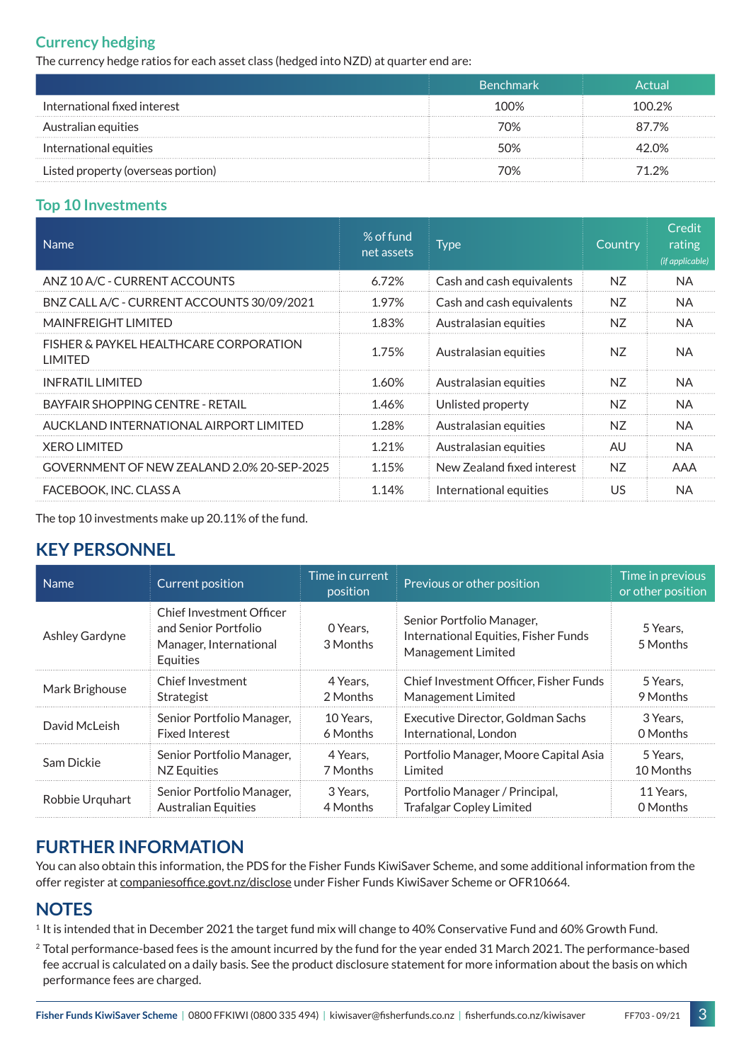## Currency hedging

The currency hedge ratios for each asset class (hedged into NZD) at quarter end are:

| | Benchmark | Actual |
|---|---|---|
| International fixed interest | 100% | 100.2% |
| Australian equities | 70% | 87.7% |
| International equities | 50% | 42.0% |
| Listed property (overseas portion) | 70% | 71.2% |

## Top 10 Investments

| Name | % of fund net assets | Type | Country | Credit rating *(if applicable)* |
|---|---|---|---|---|
| ANZ 10 A/C - CURRENT ACCOUNTS | 6.72% | Cash and cash equivalents | NZ | NA |
| BNZ CALL A/C - CURRENT ACCOUNTS 30/09/2021 | 1.97% | Cash and cash equivalents | NZ | NA |
| MAINFREIGHT LIMITED | 1.83% | Australasian equities | NZ | NA |
| FISHER & PAYKEL HEALTHCARE CORPORATION LIMITED | 1.75% | Australasian equities | NZ | NA |
| INFRATIL LIMITED | 1.60% | Australasian equities | NZ | NA |
| BAYFAIR SHOPPING CENTRE - RETAIL | 1.46% | Unlisted property | NZ | NA |
| AUCKLAND INTERNATIONAL AIRPORT LIMITED | 1.28% | Australasian equities | NZ | NA |
| XERO LIMITED | 1.21% | Australasian equities | AU | NA |
| GOVERNMENT OF NEW ZEALAND 2.0% 20-SEP-2025 | 1.15% | New Zealand fixed interest | NZ | AAA |
| FACEBOOK, INC. CLASS A | 1.14% | International equities | US | NA |

The top 10 investments make up 20.11% of the fund.

# KEY PERSONNEL

| Name | Current position | Time in current position | Previous or other position | Time in previous or other position |
|---|---|---|---|---|
| Ashley Gardyne | Chief Investment Officer and Senior Portfolio Manager, International Equities | 0 Years, 3 Months | Senior Portfolio Manager, International Equities, Fisher Funds Management Limited | 5 Years, 5 Months |
| Mark Brighouse | Chief Investment Strategist | 4 Years, 2 Months | Chief Investment Officer, Fisher Funds Management Limited | 5 Years, 9 Months |
| David McLeish | Senior Portfolio Manager, Fixed Interest | 10 Years, 6 Months | Executive Director, Goldman Sachs International, London | 3 Years, 0 Months |
| Sam Dickie | Senior Portfolio Manager, NZ Equities | 4 Years, 7 Months | Portfolio Manager, Moore Capital Asia Limited | 5 Years, 10 Months |
| Robbie Urquhart | Senior Portfolio Manager, Australian Equities | 3 Years, 4 Months | Portfolio Manager / Principal, Trafalgar Copley Limited | 11 Years, 0 Months |

# FURTHER INFORMATION

You can also obtain this information, the PDS for the Fisher Funds KiwiSaver Scheme, and some additional information from the offer register at companiesoffice.govt.nz/disclose under Fisher Funds KiwiSaver Scheme or OFR10664.

# NOTES

[1] It is intended that in December 2021 the target fund mix will change to 40% Conservative Fund and 60% Growth Fund.

[2] Total performance-based fees is the amount incurred by the fund for the year ended 31 March 2021. The performance-based fee accrual is calculated on a daily basis. See the product disclosure statement for more information about the basis on which performance fees are charged.

**Fisher Funds KiwiSaver Scheme** | 0800 FFKIWI (0800 335 494) | kiwisaver@fisherfunds.co.nz | fisherfunds.co.nz/kiwisaver FF703 - 09/21